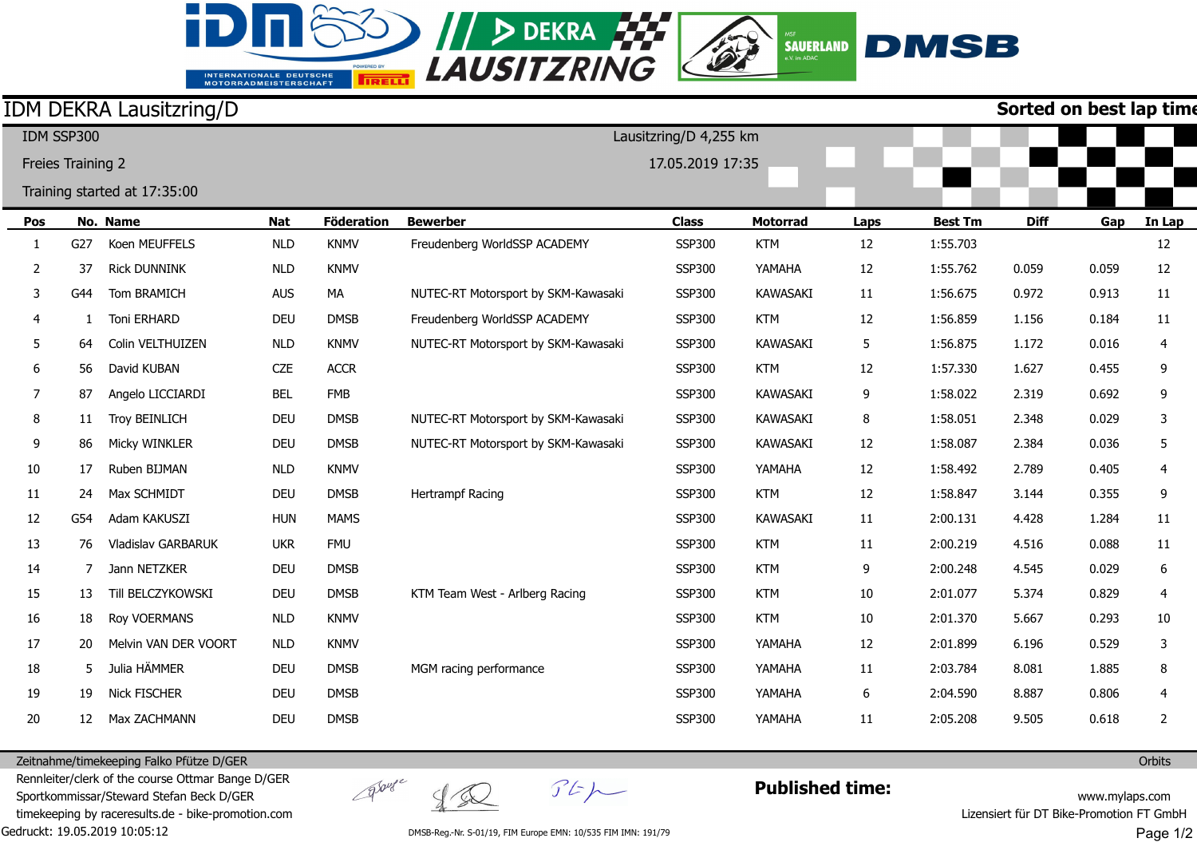# IDM DEKRA Lausitzring/D

**Sorted on best lap time**

IDM SSP300

Freies Training 2

Training started at 17:35:00

Lausitzring/D 4,255 km

17.05.2019 17:35

| Pos | No. | Name | Nat | Föderation | Bewerber | Class | Motorrad | Laps | Best Tm | Diff | Gap | In Lap |
|---|---|---|---|---|---|---|---|---|---|---|---|---|
| 1 | G27 | Koen MEUFFELS | NLD | KNMV | Freudenberg WorldSSP ACADEMY | SSP300 | KTM | 12 | 1:55.703 | | | 12 |
| 2 | 37 | Rick DUNNINK | NLD | KNMV | | SSP300 | YAMAHA | 12 | 1:55.762 | 0.059 | 0.059 | 12 |
| 3 | G44 | Tom BRAMICH | AUS | MA | NUTEC-RT Motorsport by SKM-Kawasaki | SSP300 | KAWASAKI | 11 | 1:56.675 | 0.972 | 0.913 | 11 |
| 4 | 1 | Toni ERHARD | DEU | DMSB | Freudenberg WorldSSP ACADEMY | SSP300 | KTM | 12 | 1:56.859 | 1.156 | 0.184 | 11 |
| 5 | 64 | Colin VELTHUIZEN | NLD | KNMV | NUTEC-RT Motorsport by SKM-Kawasaki | SSP300 | KAWASAKI | 5 | 1:56.875 | 1.172 | 0.016 | 4 |
| 6 | 56 | David KUBAN | CZE | ACCR | | SSP300 | KTM | 12 | 1:57.330 | 1.627 | 0.455 | 9 |
| 7 | 87 | Angelo LICCIARDI | BEL | FMB | | SSP300 | KAWASAKI | 9 | 1:58.022 | 2.319 | 0.692 | 9 |
| 8 | 11 | Troy BEINLICH | DEU | DMSB | NUTEC-RT Motorsport by SKM-Kawasaki | SSP300 | KAWASAKI | 8 | 1:58.051 | 2.348 | 0.029 | 3 |
| 9 | 86 | Micky WINKLER | DEU | DMSB | NUTEC-RT Motorsport by SKM-Kawasaki | SSP300 | KAWASAKI | 12 | 1:58.087 | 2.384 | 0.036 | 5 |
| 10 | 17 | Ruben BIJMAN | NLD | KNMV | | SSP300 | YAMAHA | 12 | 1:58.492 | 2.789 | 0.405 | 4 |
| 11 | 24 | Max SCHMIDT | DEU | DMSB | Hertrampf Racing | SSP300 | KTM | 12 | 1:58.847 | 3.144 | 0.355 | 9 |
| 12 | G54 | Adam KAKUSZI | HUN | MAMS | | SSP300 | KAWASAKI | 11 | 2:00.131 | 4.428 | 1.284 | 11 |
| 13 | 76 | Vladislav GARBARUK | UKR | FMU | | SSP300 | KTM | 11 | 2:00.219 | 4.516 | 0.088 | 11 |
| 14 | 7 | Jann NETZKER | DEU | DMSB | | SSP300 | KTM | 9 | 2:00.248 | 4.545 | 0.029 | 6 |
| 15 | 13 | Till BELCZYKOWSKI | DEU | DMSB | KTM Team West - Arlberg Racing | SSP300 | KTM | 10 | 2:01.077 | 5.374 | 0.829 | 4 |
| 16 | 18 | Roy VOERMANS | NLD | KNMV | | SSP300 | KTM | 10 | 2:01.370 | 5.667 | 0.293 | 10 |
| 17 | 20 | Melvin VAN DER VOORT | NLD | KNMV | | SSP300 | YAMAHA | 12 | 2:01.899 | 6.196 | 0.529 | 3 |
| 18 | 5 | Julia HÄMMER | DEU | DMSB | MGM racing performance | SSP300 | YAMAHA | 11 | 2:03.784 | 8.081 | 1.885 | 8 |
| 19 | 19 | Nick FISCHER | DEU | DMSB | | SSP300 | YAMAHA | 6 | 2:04.590 | 8.887 | 0.806 | 4 |
| 20 | 12 | Max ZACHMANN | DEU | DMSB | | SSP300 | YAMAHA | 11 | 2:05.208 | 9.505 | 0.618 | 2 |

Zeitnahme/timekeeping Falko Pfütze D/GER

Rennleiter/clerk of the course Ottmar Bange D/GER

Sportkommissar/Steward Stefan Beck D/GER

timekeeping by raceresults.de - bike-promotion.com

Gedruckt: 19.05.2019 10:05:12

DMSB-Reg.-Nr. S-01/19, FIM Europe EMN: 10/535 FIM IMN: 191/79

**Published time:**

Orbits

www.mylaps.com

Lizensiert für DT Bike-Promotion FT GmbH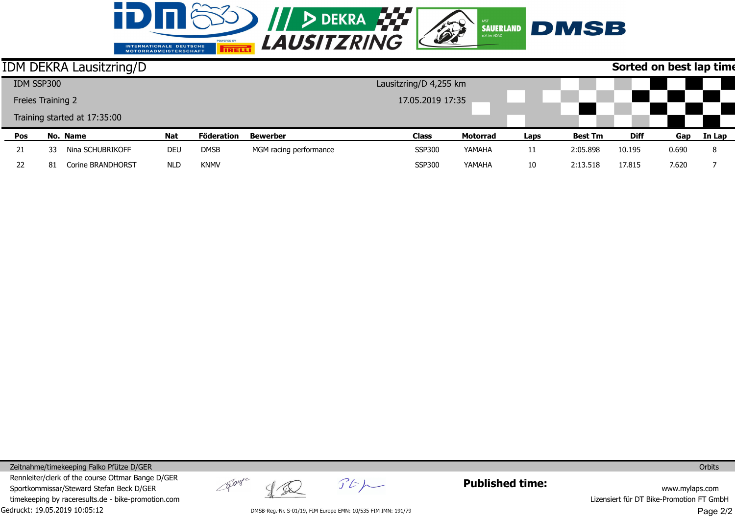# IDM DEKRA Lausitzring/D

**Sorted on best lap time**

IDM SSP300

Freies Training 2

Training started at 17:35:00

Lausitzring/D 4,255 km

17.05.2019 17:35

| Pos | No. | Name | Nat | Föderation | Bewerber | Class | Motorrad | Laps | Best Tm | Diff | Gap | In Lap |
|---|---|---|---|---|---|---|---|---|---|---|---|---|
| 21 | 33 | Nina SCHUBRIKOFF | DEU | DMSB | MGM racing performance | SSP300 | YAMAHA | 11 | 2:05.898 | 10.195 | 0.690 | 8 |
| 22 | 81 | Corine BRANDHORST | NLD | KNMV | | SSP300 | YAMAHA | 10 | 2:13.518 | 17.815 | 7.620 | 7 |

Zeitnahme/timekeeping Falko Pfütze D/GER

Rennleiter/clerk of the course Ottmar Bange D/GER

Sportkommissar/Steward Stefan Beck D/GER

timekeeping by raceresults.de - bike-promotion.com

Gedruckt: 19.05.2019 10:05:12

DMSB-Reg.-Nr. S-01/19, FIM Europe EMN: 10/535 FIM IMN: 191/79

**Published time:**

Orbits

www.mylaps.com

Lizensiert für DT Bike-Promotion FT GmbH